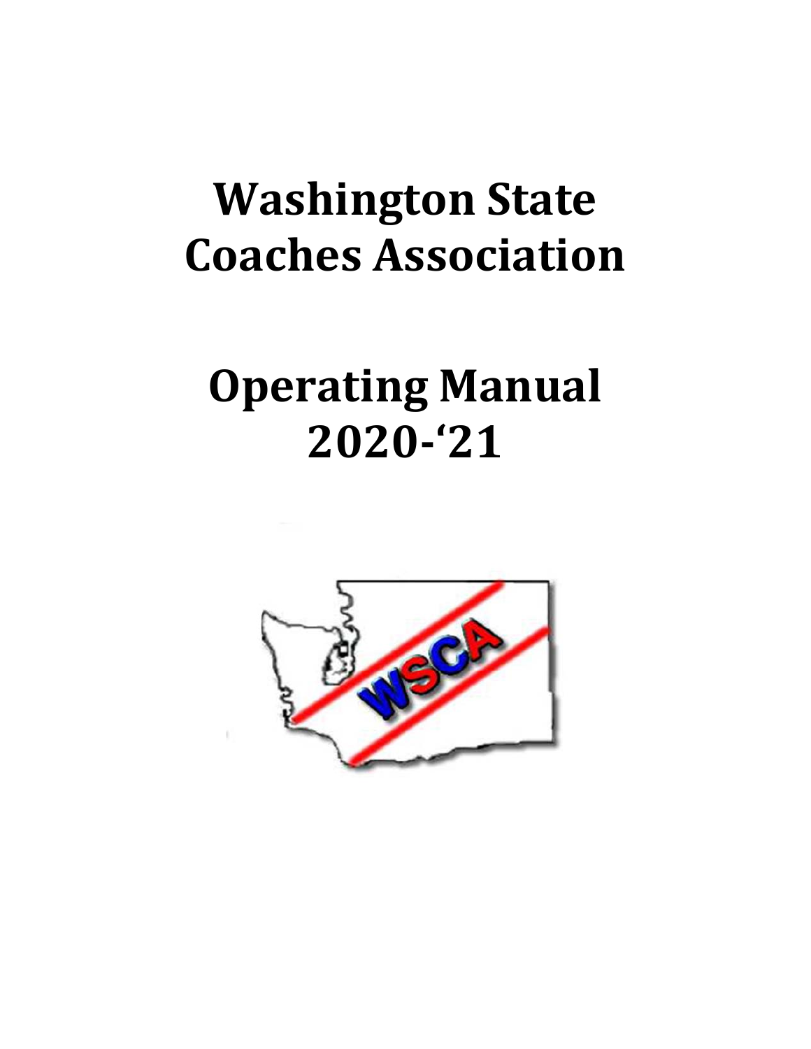# Washington State Coaches Association

# Operating Manual 2020-'21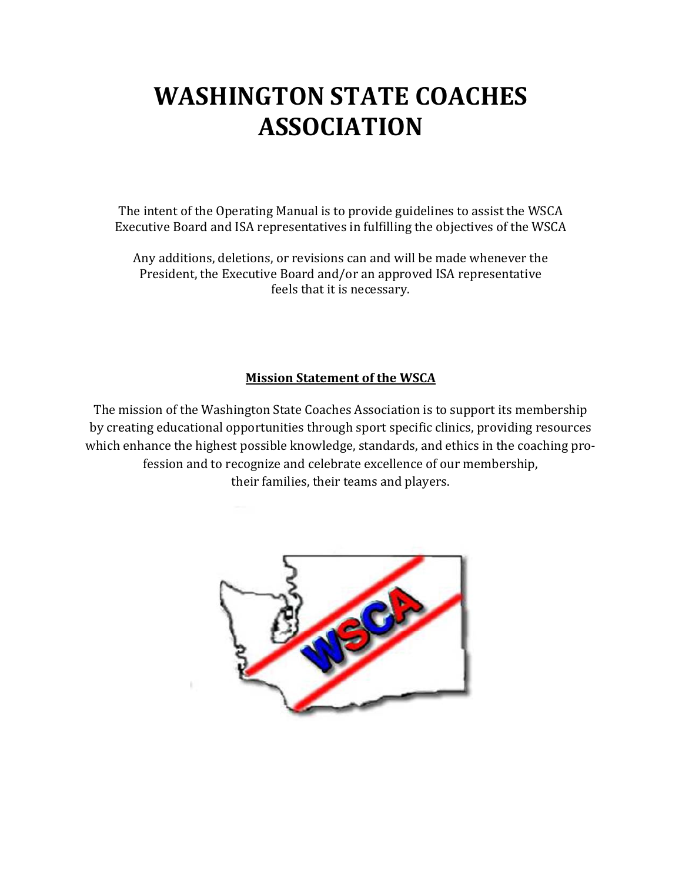# WASHINGTON STATE COACHES ASSOCIATION

The intent of the Operating Manual is to provide guidelines to assist the WSCA Executive Board and ISA representatives in fulfilling the objectives of the WSCA

Any additions, deletions, or revisions can and will be made whenever the President, the Executive Board and/or an approved ISA representative feels that it is necessary.

## **Mission Statement of the WSCA**

The mission of the Washington State Coaches Association is to support its membership by creating educational opportunities through sport specific clinics, providing resources which enhance the highest possible knowledge, standards, and ethics in the coaching profession and to recognize and celebrate excellence of our membership, their families, their teams and players.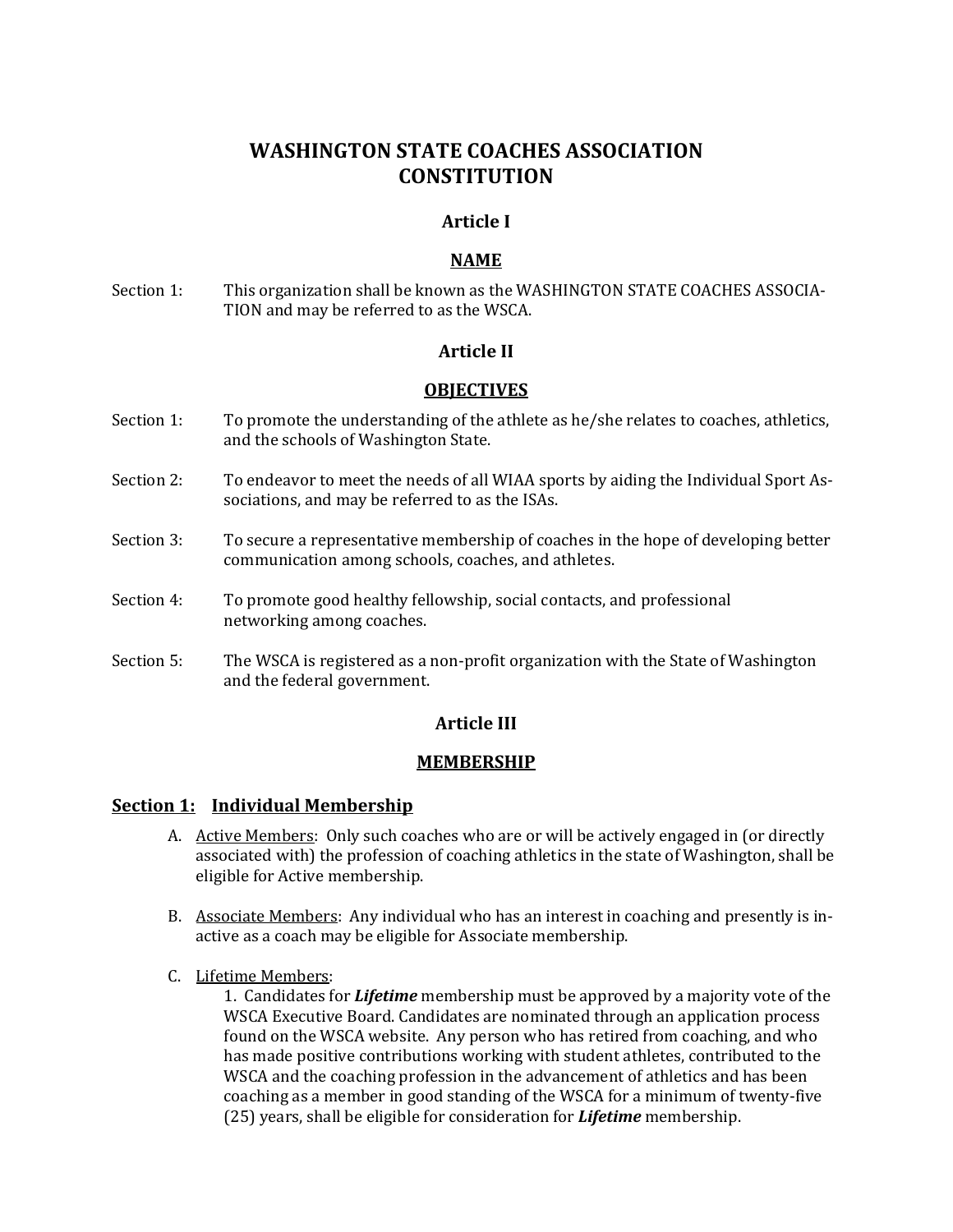# WASHINGTON STATE COACHES ASSOCIATION CONSTITUTION

## Article I

### NAME

Section 1: This organization shall be known as the WASHINGTON STATE COACHES ASSOCIATION and may be referred to as the WSCA.

## Article II

### OBJECTIVES

Section 1: To promote the understanding of the athlete as he/she relates to coaches, athletics, and the schools of Washington State.

Section 2: To endeavor to meet the needs of all WIAA sports by aiding the Individual Sport Associations, and may be referred to as the ISAs.

Section 3: To secure a representative membership of coaches in the hope of developing better communication among schools, coaches, and athletes.

Section 4: To promote good healthy fellowship, social contacts, and professional networking among coaches.

Section 5: The WSCA is registered as a non-profit organization with the State of Washington and the federal government.

## Article III

### MEMBERSHIP

### Section 1: Individual Membership

A. Active Members: Only such coaches who are or will be actively engaged in (or directly associated with) the profession of coaching athletics in the state of Washington, shall be eligible for Active membership.

B. Associate Members: Any individual who has an interest in coaching and presently is inactive as a coach may be eligible for Associate membership.

C. Lifetime Members:

1. Candidates for ***Lifetime*** membership must be approved by a majority vote of the WSCA Executive Board. Candidates are nominated through an application process found on the WSCA website. Any person who has retired from coaching, and who has made positive contributions working with student athletes, contributed to the WSCA and the coaching profession in the advancement of athletics and has been coaching as a member in good standing of the WSCA for a minimum of twenty-five (25) years, shall be eligible for consideration for ***Lifetime*** membership.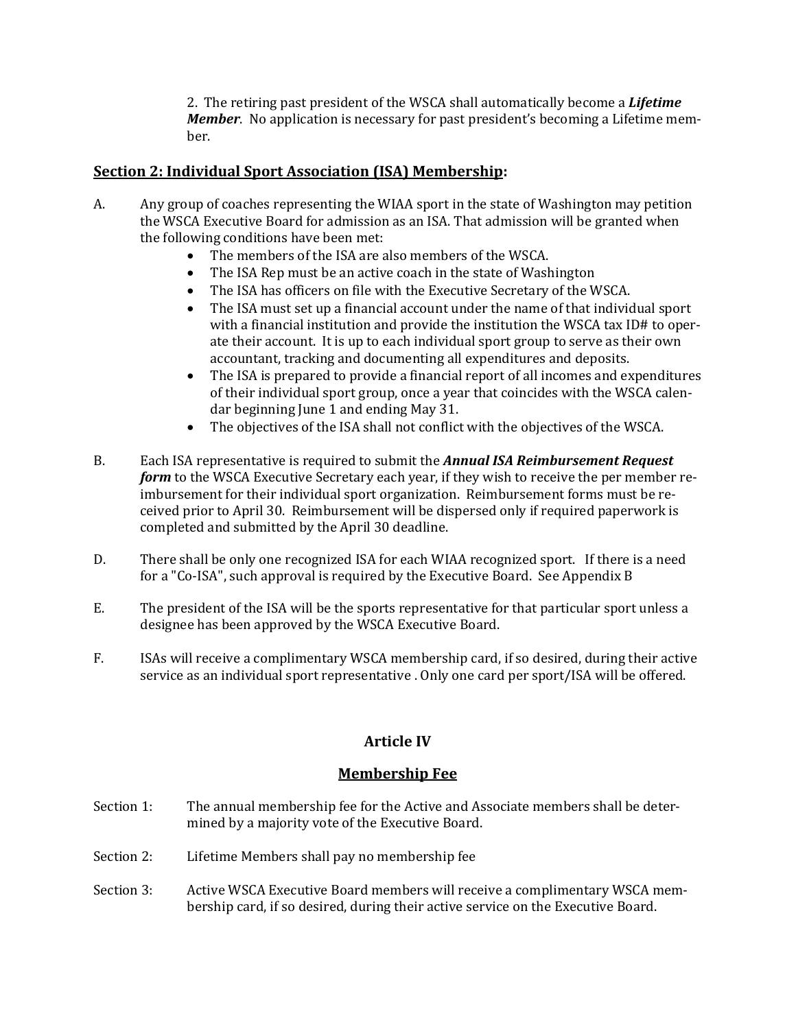2. The retiring past president of the WSCA shall automatically become a ***Lifetime Member***. No application is necessary for past president's becoming a Lifetime member.

**Section 2: Individual Sport Association (ISA) Membership:**

A. Any group of coaches representing the WIAA sport in the state of Washington may petition the WSCA Executive Board for admission as an ISA. That admission will be granted when the following conditions have been met:

- The members of the ISA are also members of the WSCA.
- The ISA Rep must be an active coach in the state of Washington
- The ISA has officers on file with the Executive Secretary of the WSCA.
- The ISA must set up a financial account under the name of that individual sport with a financial institution and provide the institution the WSCA tax ID# to operate their account. It is up to each individual sport group to serve as their own accountant, tracking and documenting all expenditures and deposits.
- The ISA is prepared to provide a financial report of all incomes and expenditures of their individual sport group, once a year that coincides with the WSCA calendar beginning June 1 and ending May 31.
- The objectives of the ISA shall not conflict with the objectives of the WSCA.

B. Each ISA representative is required to submit the ***Annual ISA Reimbursement Request form*** to the WSCA Executive Secretary each year, if they wish to receive the per member reimbursement for their individual sport organization. Reimbursement forms must be received prior to April 30. Reimbursement will be dispersed only if required paperwork is completed and submitted by the April 30 deadline.

D. There shall be only one recognized ISA for each WIAA recognized sport. If there is a need for a "Co-ISA", such approval is required by the Executive Board. See Appendix B

E. The president of the ISA will be the sports representative for that particular sport unless a designee has been approved by the WSCA Executive Board.

F. ISAs will receive a complimentary WSCA membership card, if so desired, during their active service as an individual sport representative . Only one card per sport/ISA will be offered.

## Article IV

## Membership Fee

Section 1: The annual membership fee for the Active and Associate members shall be determined by a majority vote of the Executive Board.

Section 2: Lifetime Members shall pay no membership fee

Section 3: Active WSCA Executive Board members will receive a complimentary WSCA membership card, if so desired, during their active service on the Executive Board.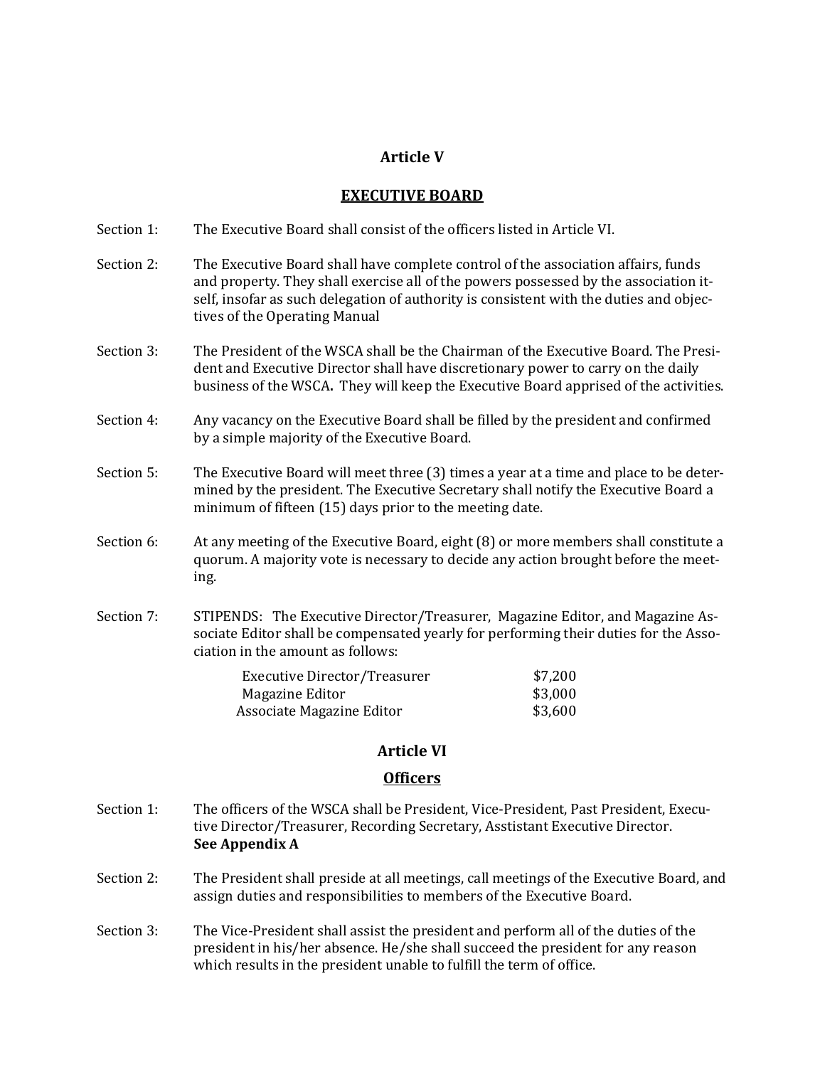## Article V

## EXECUTIVE BOARD

Section 1: The Executive Board shall consist of the officers listed in Article VI.

Section 2: The Executive Board shall have complete control of the association affairs, funds and property. They shall exercise all of the powers possessed by the association itself, insofar as such delegation of authority is consistent with the duties and objectives of the Operating Manual

Section 3: The President of the WSCA shall be the Chairman of the Executive Board. The President and Executive Director shall have discretionary power to carry on the daily business of the WSCA**.** They will keep the Executive Board apprised of the activities.

Section 4: Any vacancy on the Executive Board shall be filled by the president and confirmed by a simple majority of the Executive Board.

Section 5: The Executive Board will meet three (3) times a year at a time and place to be determined by the president. The Executive Secretary shall notify the Executive Board a minimum of fifteen (15) days prior to the meeting date.

Section 6: At any meeting of the Executive Board, eight (8) or more members shall constitute a quorum. A majority vote is necessary to decide any action brought before the meeting.

Section 7: STIPENDS: The Executive Director/Treasurer, Magazine Editor, and Magazine Associate Editor shall be compensated yearly for performing their duties for the Association in the amount as follows:

| | |
|---|---|
| Executive Director/Treasurer | $7,200 |
| Magazine Editor | $3,000 |
| Associate Magazine Editor | $3,600 |

## Article VI

## Officers

Section 1: The officers of the WSCA shall be President, Vice-President, Past President, Executive Director/Treasurer, Recording Secretary, Asstistant Executive Director. **See Appendix A**

Section 2: The President shall preside at all meetings, call meetings of the Executive Board, and assign duties and responsibilities to members of the Executive Board.

Section 3: The Vice-President shall assist the president and perform all of the duties of the president in his/her absence. He/she shall succeed the president for any reason which results in the president unable to fulfill the term of office.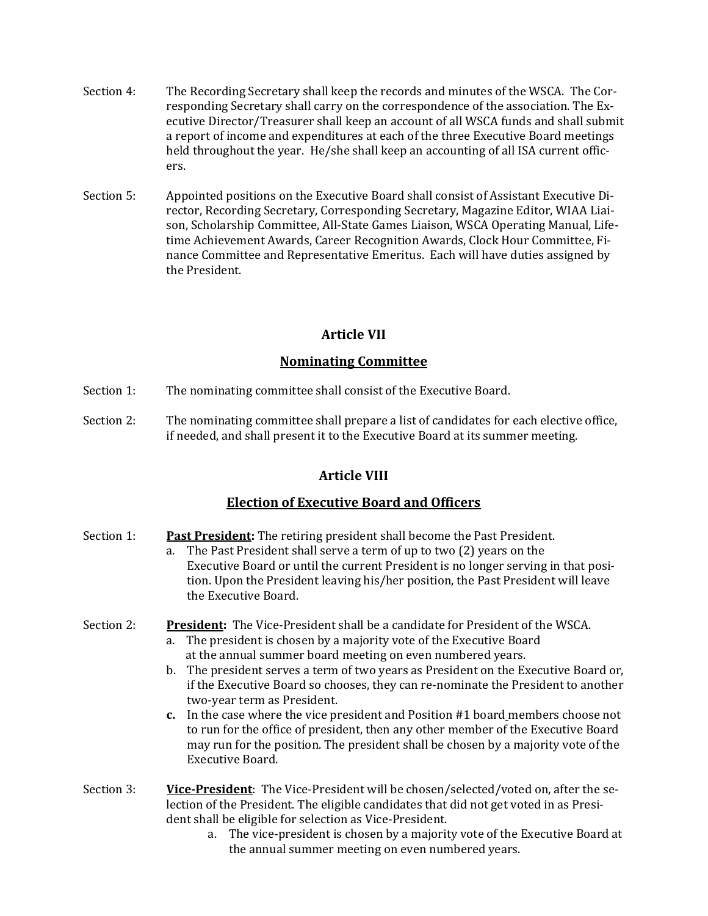Section 4: The Recording Secretary shall keep the records and minutes of the WSCA. The Corresponding Secretary shall carry on the correspondence of the association. The Executive Director/Treasurer shall keep an account of all WSCA funds and shall submit a report of income and expenditures at each of the three Executive Board meetings held throughout the year. He/she shall keep an accounting of all ISA current officers.

Section 5: Appointed positions on the Executive Board shall consist of Assistant Executive Director, Recording Secretary, Corresponding Secretary, Magazine Editor, WIAA Liaison, Scholarship Committee, All-State Games Liaison, WSCA Operating Manual, Lifetime Achievement Awards, Career Recognition Awards, Clock Hour Committee, Finance Committee and Representative Emeritus. Each will have duties assigned by the President.

## Article VII

### Nominating Committee

Section 1: The nominating committee shall consist of the Executive Board.

Section 2: The nominating committee shall prepare a list of candidates for each elective office, if needed, and shall present it to the Executive Board at its summer meeting.

## Article VIII

### Election of Executive Board and Officers

Section 1: **Past President:** The retiring president shall become the Past President.

a. The Past President shall serve a term of up to two (2) years on the Executive Board or until the current President is no longer serving in that position. Upon the President leaving his/her position, the Past President will leave the Executive Board.

Section 2: **President:** The Vice-President shall be a candidate for President of the WSCA.

a. The president is chosen by a majority vote of the Executive Board at the annual summer board meeting on even numbered years.
b. The president serves a term of two years as President on the Executive Board or, if the Executive Board so chooses, they can re-nominate the President to another two-year term as President.
c. In the case where the vice president and Position #1 board members choose not to run for the office of president, then any other member of the Executive Board may run for the position. The president shall be chosen by a majority vote of the Executive Board.

Section 3: **Vice-President**: The Vice-President will be chosen/selected/voted on, after the selection of the President. The eligible candidates that did not get voted in as President shall be eligible for selection as Vice-President.

a. The vice-president is chosen by a majority vote of the Executive Board at the annual summer meeting on even numbered years.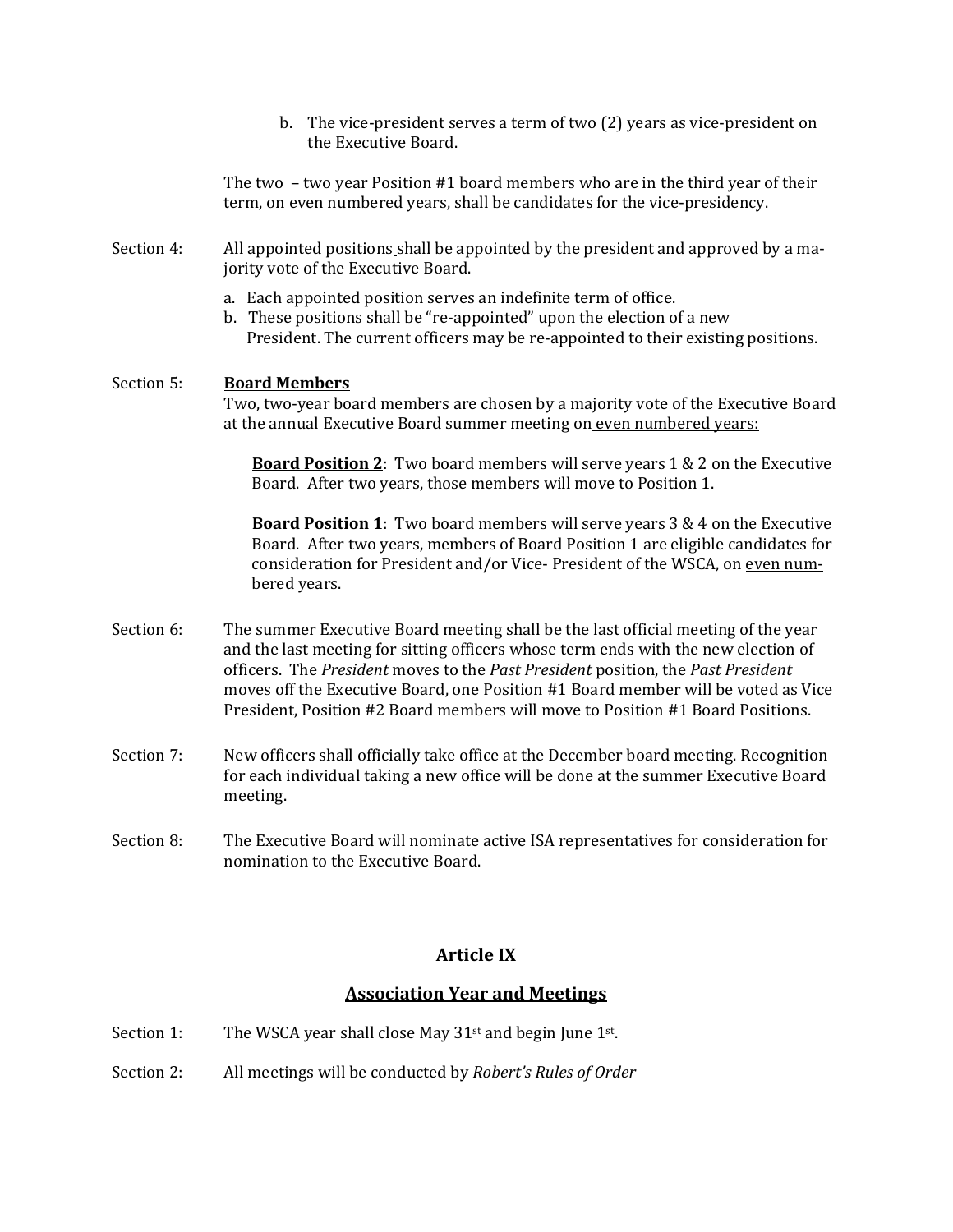b. The vice-president serves a term of two (2) years as vice-president on the Executive Board.

The two – two year Position #1 board members who are in the third year of their term, on even numbered years, shall be candidates for the vice-presidency.

Section 4: All appointed positions shall be appointed by the president and approved by a majority vote of the Executive Board.

a. Each appointed position serves an indefinite term of office.
b. These positions shall be "re-appointed" upon the election of a new President. The current officers may be re-appointed to their existing positions.

Section 5: **Board Members**
Two, two-year board members are chosen by a majority vote of the Executive Board at the annual Executive Board summer meeting on even numbered years:

**Board Position 2**: Two board members will serve years 1 & 2 on the Executive Board. After two years, those members will move to Position 1.

**Board Position 1**: Two board members will serve years 3 & 4 on the Executive Board. After two years, members of Board Position 1 are eligible candidates for consideration for President and/or Vice- President of the WSCA, on even numbered years.

Section 6: The summer Executive Board meeting shall be the last official meeting of the year and the last meeting for sitting officers whose term ends with the new election of officers. The *President* moves to the *Past President* position, the *Past President* moves off the Executive Board, one Position #1 Board member will be voted as Vice President, Position #2 Board members will move to Position #1 Board Positions.

Section 7: New officers shall officially take office at the December board meeting. Recognition for each individual taking a new office will be done at the summer Executive Board meeting.

Section 8: The Executive Board will nominate active ISA representatives for consideration for nomination to the Executive Board.

## Article IX

## Association Year and Meetings

Section 1: The WSCA year shall close May 31st and begin June 1st.

Section 2: All meetings will be conducted by *Robert's Rules of Order*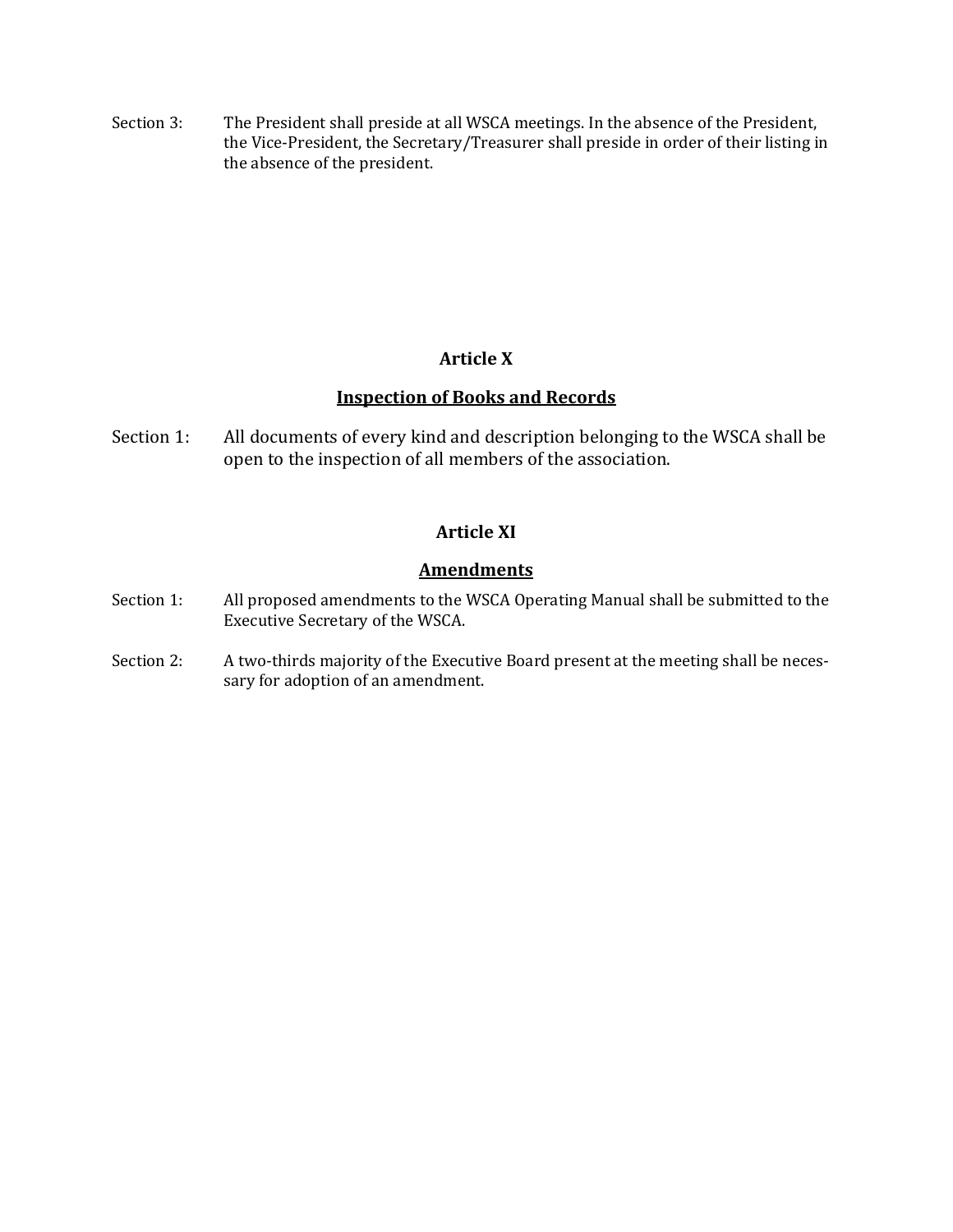Section 3: The President shall preside at all WSCA meetings. In the absence of the President, the Vice-President, the Secretary/Treasurer shall preside in order of their listing in the absence of the president.

## Article X

## <u>Inspection of Books and Records</u>

Section 1: All documents of every kind and description belonging to the WSCA shall be open to the inspection of all members of the association.

## Article XI

## <u>Amendments</u>

Section 1: All proposed amendments to the WSCA Operating Manual shall be submitted to the Executive Secretary of the WSCA.

Section 2: A two-thirds majority of the Executive Board present at the meeting shall be necessary for adoption of an amendment.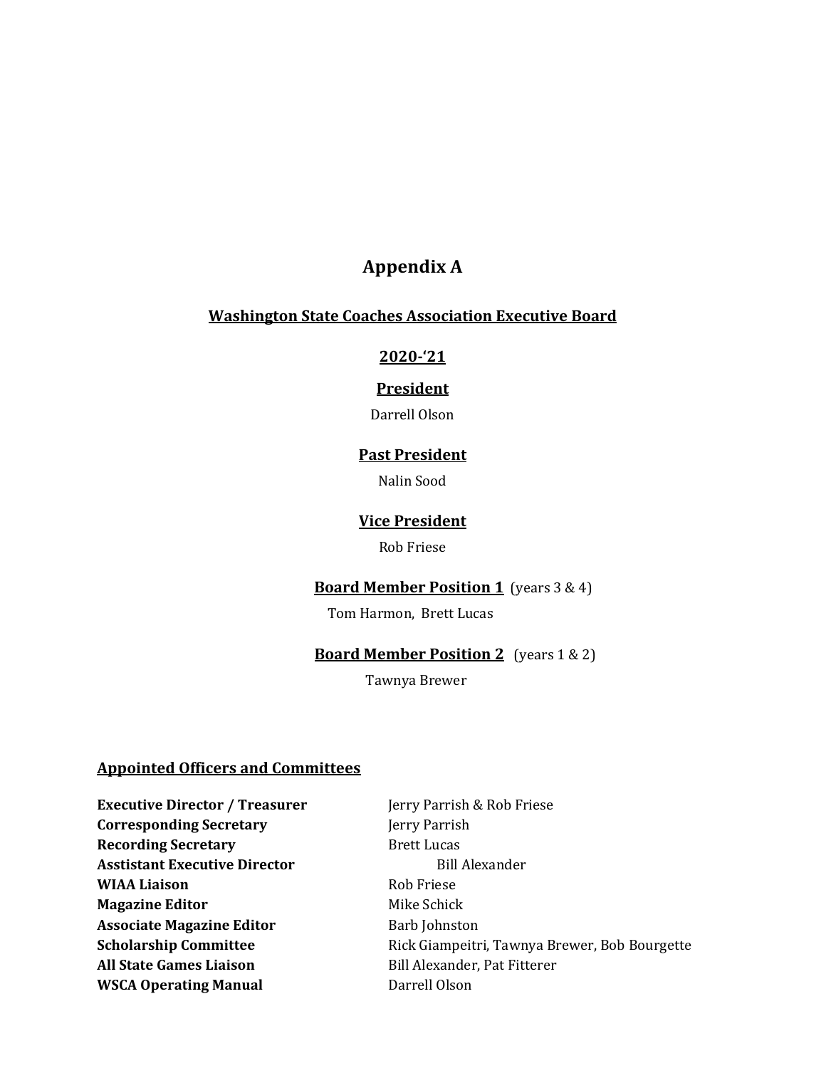# Appendix A

## Washington State Coaches Association Executive Board

## 2020-'21

### President

Darrell Olson

### Past President

Nalin Sood

### Vice President

Rob Friese

### Board Member Position 1 (years 3 & 4)

Tom Harmon, Brett Lucas

### Board Member Position 2 (years 1 & 2)

Tawnya Brewer

## Appointed Officers and Committees

| | |
|---|---|
| **Executive Director / Treasurer** | Jerry Parrish & Rob Friese |
| **Corresponding Secretary** | Jerry Parrish |
| **Recording Secretary** | Brett Lucas |
| **Asstistant Executive Director** | Bill Alexander |
| **WIAA Liaison** | Rob Friese |
| **Magazine Editor** | Mike Schick |
| **Associate Magazine Editor** | Barb Johnston |
| **Scholarship Committee** | Rick Giampeitri, Tawnya Brewer, Bob Bourgette |
| **All State Games Liaison** | Bill Alexander, Pat Fitterer |
| **WSCA Operating Manual** | Darrell Olson |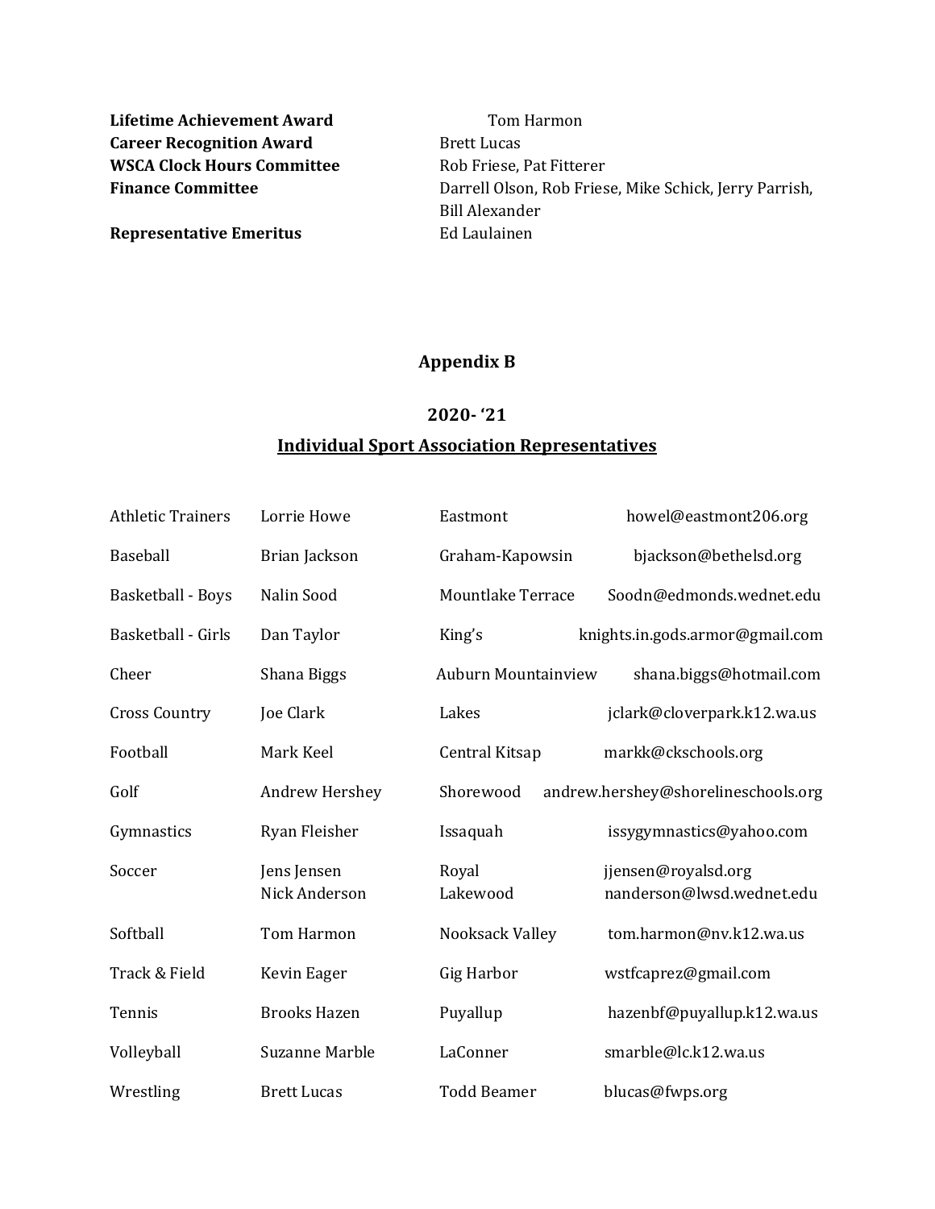| | |
|---|---|
| **Lifetime Achievement Award** | Tom Harmon |
| **Career Recognition Award** | Brett Lucas |
| **WSCA Clock Hours Committee** | Rob Friese, Pat Fitterer |
| **Finance Committee** | Darrell Olson, Rob Friese, Mike Schick, Jerry Parrish, Bill Alexander |
| **Representative Emeritus** | Ed Laulainen |

## Appendix B

## 2020- '21

## Individual Sport Association Representatives

| | | | |
|---|---|---|---|
| Athletic Trainers | Lorrie Howe | Eastmont | howel@eastmont206.org |
| Baseball | Brian Jackson | Graham-Kapowsin | bjackson@bethelsd.org |
| Basketball - Boys | Nalin Sood | Mountlake Terrace | Soodn@edmonds.wednet.edu |
| Basketball - Girls | Dan Taylor | King's | knights.in.gods.armor@gmail.com |
| Cheer | Shana Biggs | Auburn Mountainview | shana.biggs@hotmail.com |
| Cross Country | Joe Clark | Lakes | jclark@cloverpark.k12.wa.us |
| Football | Mark Keel | Central Kitsap | markk@ckschools.org |
| Golf | Andrew Hershey | Shorewood | andrew.hershey@shorelineschools.org |
| Gymnastics | Ryan Fleisher | Issaquah | issygymnastics@yahoo.com |
| Soccer | Jens Jensen | Royal | jjensen@royalsd.org |
| | Nick Anderson | Lakewood | nanderson@lwsd.wednet.edu |
| Softball | Tom Harmon | Nooksack Valley | tom.harmon@nv.k12.wa.us |
| Track & Field | Kevin Eager | Gig Harbor | wstfcaprez@gmail.com |
| Tennis | Brooks Hazen | Puyallup | hazenbf@puyallup.k12.wa.us |
| Volleyball | Suzanne Marble | LaConner | smarble@lc.k12.wa.us |
| Wrestling | Brett Lucas | Todd Beamer | blucas@fwps.org |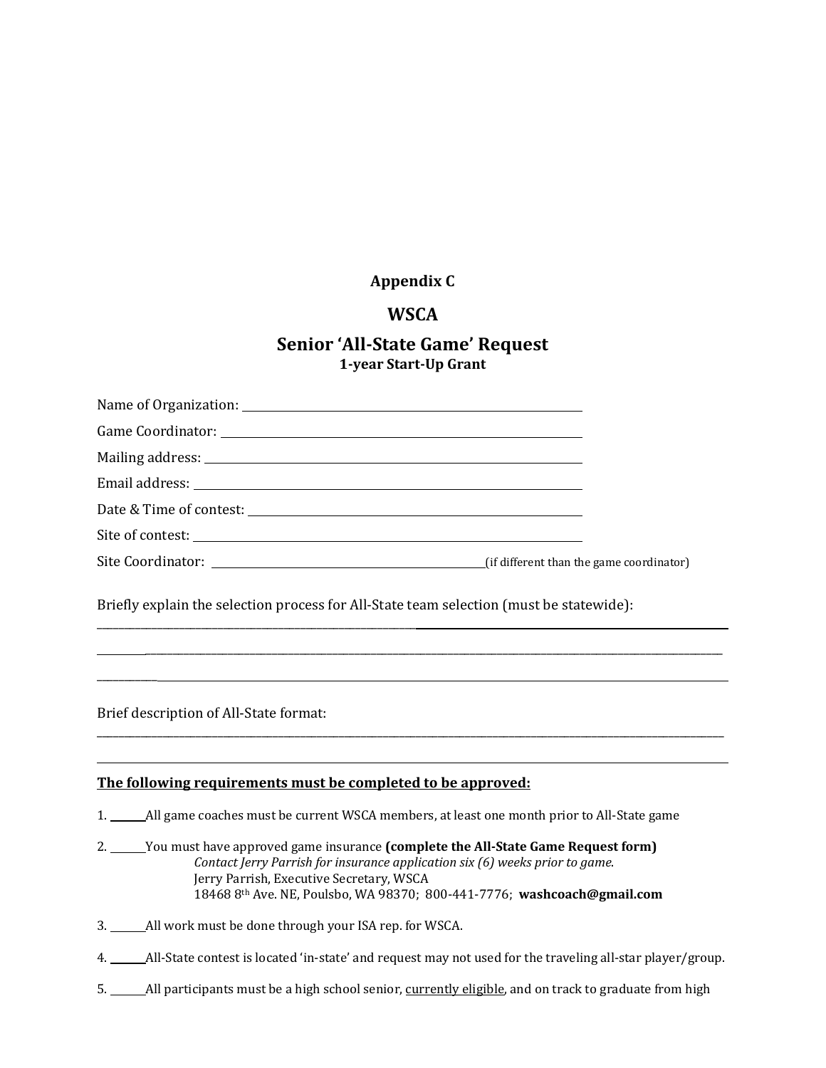# Appendix C

# WSCA

## Senior 'All-State Game' Request

**1-year Start-Up Grant**

Name of Organization: ______________________________________________

Game Coordinator: ______________________________________________

Mailing address: ______________________________________________

Email address: ______________________________________________

Date & Time of contest: ______________________________________________

Site of contest: ______________________________________________

Site Coordinator: ______________________________________________ (if different than the game coordinator)

Briefly explain the selection process for All-State team selection (must be statewide):

______________________________________________________________________________________

______________________________________________________________________________________

______________________________________________________________________________________

Brief description of All-State format:

______________________________________________________________________________________

______________________________________________________________________________________

**<u>The following requirements must be completed to be approved:</u>**

1. ______ All game coaches must be current WSCA members, at least one month prior to All-State game

2. ______ You must have approved game insurance **(complete the All-State Game Request form)**
   *Contact Jerry Parrish for insurance application six (6) weeks prior to game.*
   Jerry Parrish, Executive Secretary, WSCA
   18468 8th Ave. NE, Poulsbo, WA 98370; 800-441-7776; **washcoach@gmail.com**

3. ______ All work must be done through your ISA rep. for WSCA.

4. ______ All-State contest is located 'in-state' and request may not used for the traveling all-star player/group.

5. ______ All participants must be a high school senior, <u>currently eligible</u>, and on track to graduate from high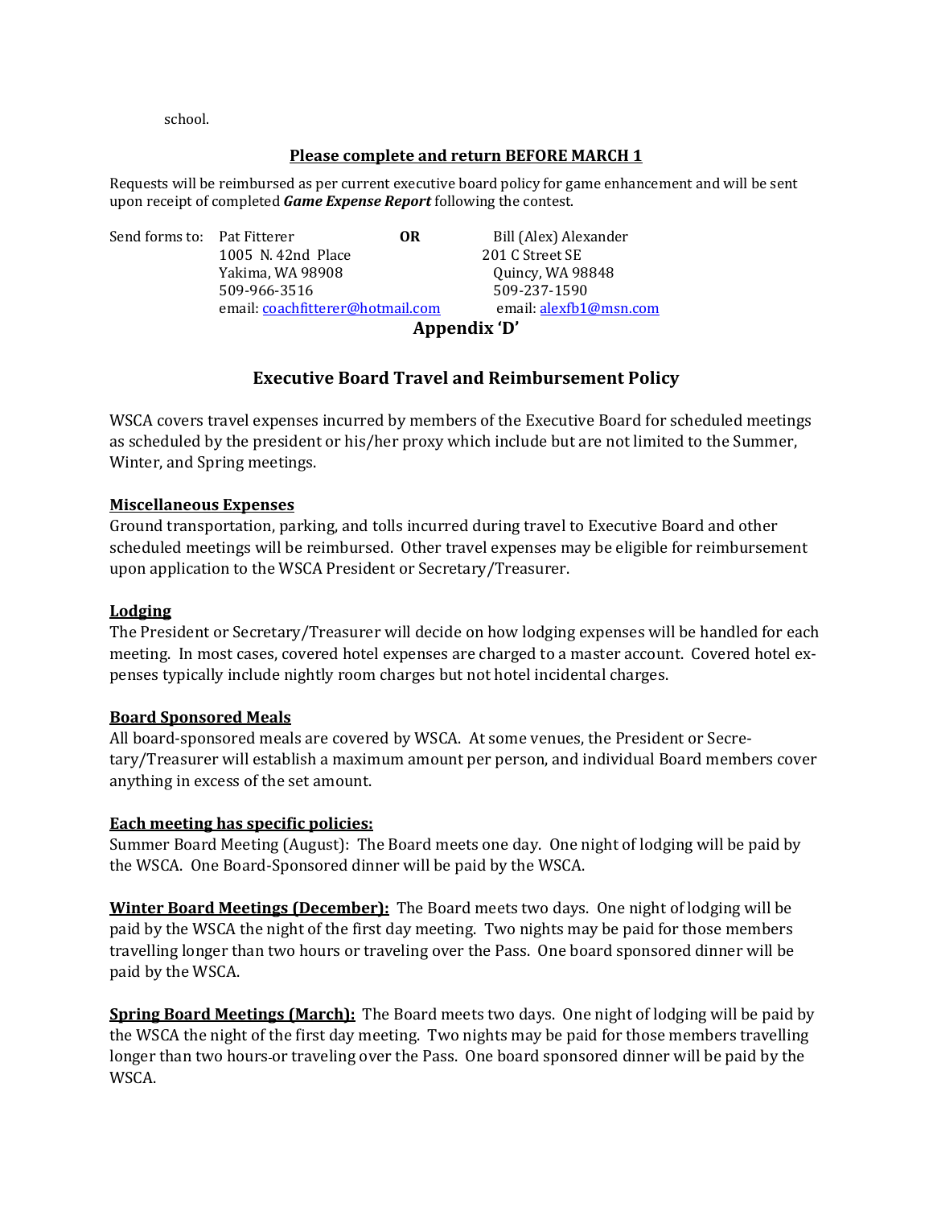school.

**Please complete and return BEFORE MARCH 1**

Requests will be reimbursed as per current executive board policy for game enhancement and will be sent upon receipt of completed ***Game Expense Report*** following the contest.

Send forms to: Pat Fitterer
1005 N. 42nd Place
Yakima, WA 98908
509-966-3516
email: coachfitterer@hotmail.com

**OR**

Bill (Alex) Alexander
201 C Street SE
Quincy, WA 98848
509-237-1590
email: alexfb1@msn.com

## Appendix 'D'

## Executive Board Travel and Reimbursement Policy

WSCA covers travel expenses incurred by members of the Executive Board for scheduled meetings as scheduled by the president or his/her proxy which include but are not limited to the Summer, Winter, and Spring meetings.

**Miscellaneous Expenses**

Ground transportation, parking, and tolls incurred during travel to Executive Board and other scheduled meetings will be reimbursed. Other travel expenses may be eligible for reimbursement upon application to the WSCA President or Secretary/Treasurer.

**Lodging**

The President or Secretary/Treasurer will decide on how lodging expenses will be handled for each meeting. In most cases, covered hotel expenses are charged to a master account. Covered hotel expenses typically include nightly room charges but not hotel incidental charges.

**Board Sponsored Meals**

All board-sponsored meals are covered by WSCA. At some venues, the President or Secretary/Treasurer will establish a maximum amount per person, and individual Board members cover anything in excess of the set amount.

**Each meeting has specific policies:**

Summer Board Meeting (August): The Board meets one day. One night of lodging will be paid by the WSCA. One Board-Sponsored dinner will be paid by the WSCA.

**Winter Board Meetings (December):** The Board meets two days. One night of lodging will be paid by the WSCA the night of the first day meeting. Two nights may be paid for those members travelling longer than two hours or traveling over the Pass. One board sponsored dinner will be paid by the WSCA.

**Spring Board Meetings (March):** The Board meets two days. One night of lodging will be paid by the WSCA the night of the first day meeting. Two nights may be paid for those members travelling longer than two hours or traveling over the Pass. One board sponsored dinner will be paid by the WSCA.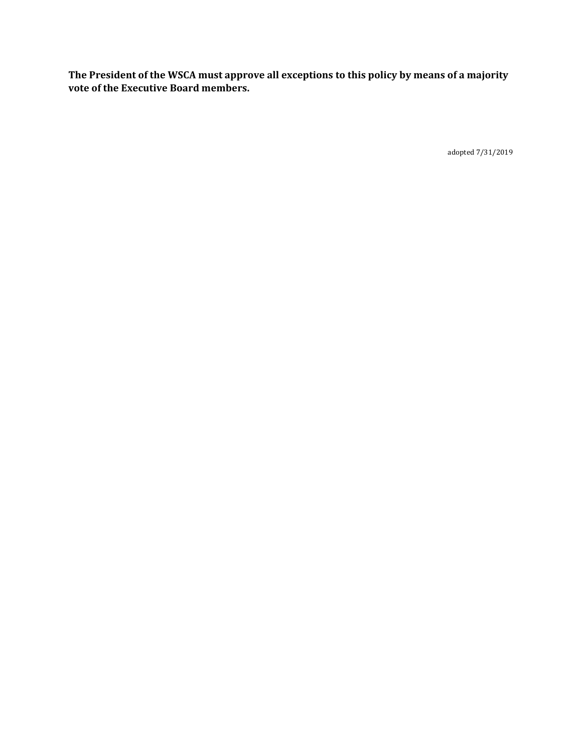**The President of the WSCA must approve all exceptions to this policy by means of a majority vote of the Executive Board members.**

adopted 7/31/2019